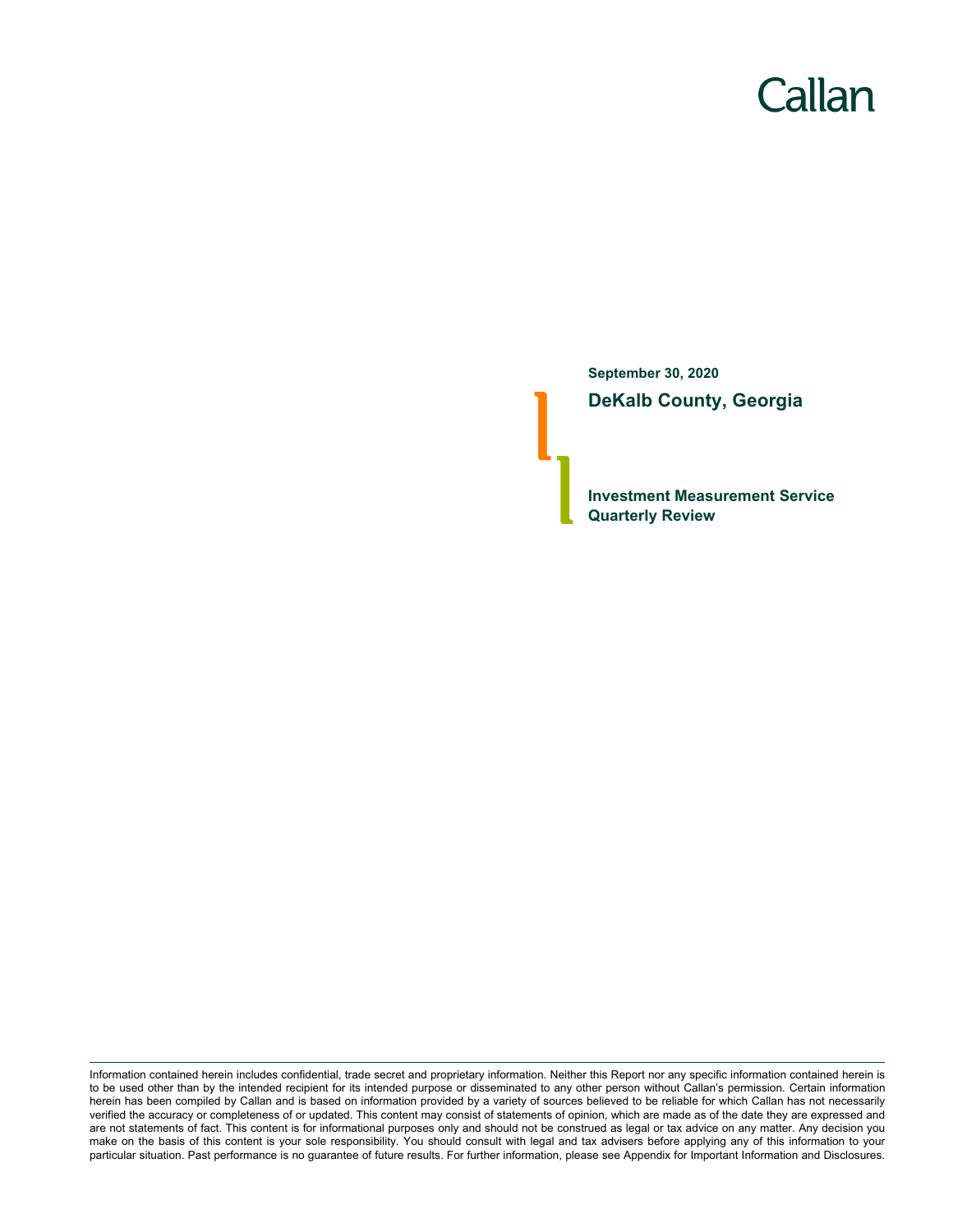Callan

**September 30, 2020**

# DeKalb County, Georgia

## Investment Measurement Service Quarterly Review

Information contained herein includes confidential, trade secret and proprietary information. Neither this Report nor any specific information contained herein is to be used other than by the intended recipient for its intended purpose or disseminated to any other person without Callan's permission. Certain information herein has been compiled by Callan and is based on information provided by a variety of sources believed to be reliable for which Callan has not necessarily verified the accuracy or completeness of or updated. This content may consist of statements of opinion, which are made as of the date they are expressed and are not statements of fact. This content is for informational purposes only and should not be construed as legal or tax advice on any matter. Any decision you make on the basis of this content is your sole responsibility. You should consult with legal and tax advisers before applying any of this information to your particular situation. Past performance is no guarantee of future results. For further information, please see Appendix for Important Information and Disclosures.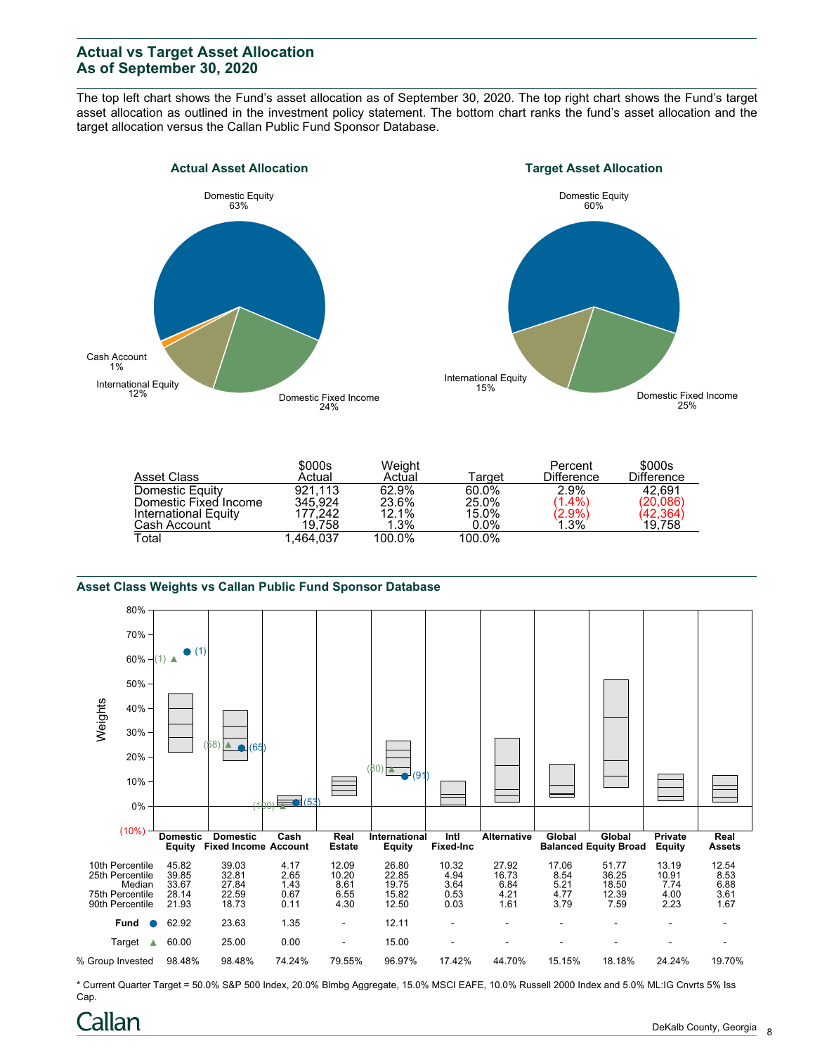## Actual vs Target Asset Allocation
## As of September 30, 2020

The top left chart shows the Fund's asset allocation as of September 30, 2020. The top right chart shows the Fund's target asset allocation as outlined in the investment policy statement. The bottom chart ranks the fund's asset allocation and the target allocation versus the Callan Public Fund Sponsor Database.

### Actual Asset Allocation

- Domestic Equity 63%
- Domestic Fixed Income 24%
- International Equity 12%
- Cash Account 1%

### Target Asset Allocation

- Domestic Equity 60%
- Domestic Fixed Income 25%
- International Equity 15%

| Asset Class | $000s Actual | Weight Actual | Target | Percent Difference | $000s Difference |
|---|---|---|---|---|---|
| Domestic Equity | 921,113 | 62.9% | 60.0% | 2.9% | 42,691 |
| Domestic Fixed Income | 345,924 | 23.6% | 25.0% | (1.4%) | (20,086) |
| International Equity | 177,242 | 12.1% | 15.0% | (2.9%) | (42,364) |
| Cash Account | 19,758 | 1.3% | 0.0% | 1.3% | 19,758 |
| Total | 1,464,037 | 100.0% | 100.0% | | |

### Asset Class Weights vs Callan Public Fund Sponsor Database

Chart rankings: Domestic Equity — Fund (1), Target (1); Domestic Fixed Income — Fund (65), Target (58); Cash Account — Fund (53), Target (100); International Equity — Fund (91), Target (80).

| | Domestic Equity | Domestic Fixed Income | Cash Account | Real Estate | International Equity | Intl Fixed-Inc | Alternative | Global Balanced | Global Equity Broad | Private Equity | Real Assets |
|---|---|---|---|---|---|---|---|---|---|---|---|
| 10th Percentile | 45.82 | 39.03 | 4.17 | 12.09 | 26.80 | 10.32 | 27.92 | 17.06 | 51.77 | 13.19 | 12.54 |
| 25th Percentile | 39.85 | 32.81 | 2.65 | 10.20 | 22.85 | 4.94 | 16.73 | 8.54 | 36.25 | 10.91 | 8.53 |
| Median | 33.67 | 27.84 | 1.43 | 8.61 | 19.75 | 3.64 | 6.84 | 5.21 | 18.50 | 7.74 | 6.88 |
| 75th Percentile | 28.14 | 22.59 | 0.67 | 6.55 | 15.82 | 0.53 | 4.21 | 4.77 | 12.39 | 4.00 | 3.61 |
| 90th Percentile | 21.93 | 18.73 | 0.11 | 4.30 | 12.50 | 0.03 | 1.61 | 3.79 | 7.59 | 2.23 | 1.67 |
| Fund ● | 62.92 | 23.63 | 1.35 | - | 12.11 | - | - | - | - | - | - |
| Target ▲ | 60.00 | 25.00 | 0.00 | - | 15.00 | - | - | - | - | - | - |
| % Group Invested | 98.48% | 98.48% | 74.24% | 79.55% | 96.97% | 17.42% | 44.70% | 15.15% | 18.18% | 24.24% | 19.70% |

* Current Quarter Target = 50.0% S&P 500 Index, 20.0% Blmbg Aggregate, 15.0% MSCI EAFE, 10.0% Russell 2000 Index and 5.0% ML:IG Cnvrts 5% Iss Cap.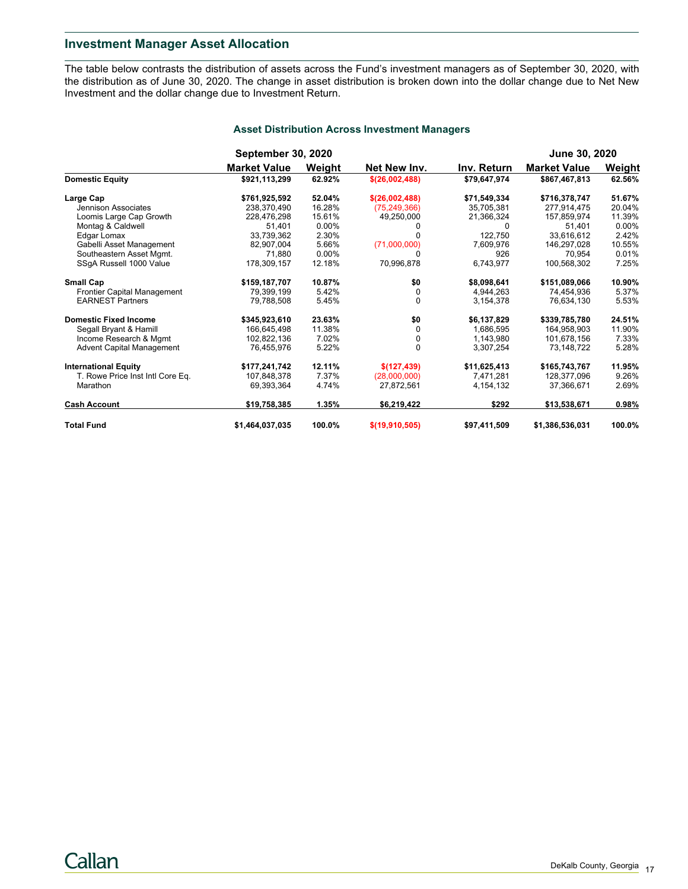## Investment Manager Asset Allocation

The table below contrasts the distribution of assets across the Fund's investment managers as of September 30, 2020, with the distribution as of June 30, 2020. The change in asset distribution is broken down into the dollar change due to Net New Investment and the dollar change due to Investment Return.

### Asset Distribution Across Investment Managers

| | September 30, 2020 | | | | June 30, 2020 | |
|---|---|---|---|---|---|---|
| | Market Value | Weight | Net New Inv. | Inv. Return | Market Value | Weight |
| **Domestic Equity** | **$921,113,299** | **62.92%** | **$(26,002,488)** | **$79,647,974** | **$867,467,813** | **62.56%** |
| **Large Cap** | **$761,925,592** | **52.04%** | **$(26,002,488)** | **$71,549,334** | **$716,378,747** | **51.67%** |
| Jennison Associates | 238,370,490 | 16.28% | (75,249,366) | 35,705,381 | 277,914,475 | 20.04% |
| Loomis Large Cap Growth | 228,476,298 | 15.61% | 49,250,000 | 21,366,324 | 157,859,974 | 11.39% |
| Montag & Caldwell | 51,401 | 0.00% | 0 | 0 | 51,401 | 0.00% |
| Edgar Lomax | 33,739,362 | 2.30% | 0 | 122,750 | 33,616,612 | 2.42% |
| Gabelli Asset Management | 82,907,004 | 5.66% | (71,000,000) | 7,609,976 | 146,297,028 | 10.55% |
| Southeastern Asset Mgmt. | 71,880 | 0.00% | 0 | 926 | 70,954 | 0.01% |
| SSgA Russell 1000 Value | 178,309,157 | 12.18% | 70,996,878 | 6,743,977 | 100,568,302 | 7.25% |
| **Small Cap** | **$159,187,707** | **10.87%** | **$0** | **$8,098,641** | **$151,089,066** | **10.90%** |
| Frontier Capital Management | 79,399,199 | 5.42% | 0 | 4,944,263 | 74,454,936 | 5.37% |
| EARNEST Partners | 79,788,508 | 5.45% | 0 | 3,154,378 | 76,634,130 | 5.53% |
| **Domestic Fixed Income** | **$345,923,610** | **23.63%** | **$0** | **$6,137,829** | **$339,785,780** | **24.51%** |
| Segall Bryant & Hamill | 166,645,498 | 11.38% | 0 | 1,686,595 | 164,958,903 | 11.90% |
| Income Research & Mgmt | 102,822,136 | 7.02% | 0 | 1,143,980 | 101,678,156 | 7.33% |
| Advent Capital Management | 76,455,976 | 5.22% | 0 | 3,307,254 | 73,148,722 | 5.28% |
| **International Equity** | **$177,241,742** | **12.11%** | **$(127,439)** | **$11,625,413** | **$165,743,767** | **11.95%** |
| T. Rowe Price Inst Intl Core Eq. | 107,848,378 | 7.37% | (28,000,000) | 7,471,281 | 128,377,096 | 9.26% |
| Marathon | 69,393,364 | 4.74% | 27,872,561 | 4,154,132 | 37,366,671 | 2.69% |
| **Cash Account** | **$19,758,385** | **1.35%** | **$6,219,422** | **$292** | **$13,538,671** | **0.98%** |
| **Total Fund** | **$1,464,037,035** | **100.0%** | **$(19,910,505)** | **$97,411,509** | **$1,386,536,031** | **100.0%** |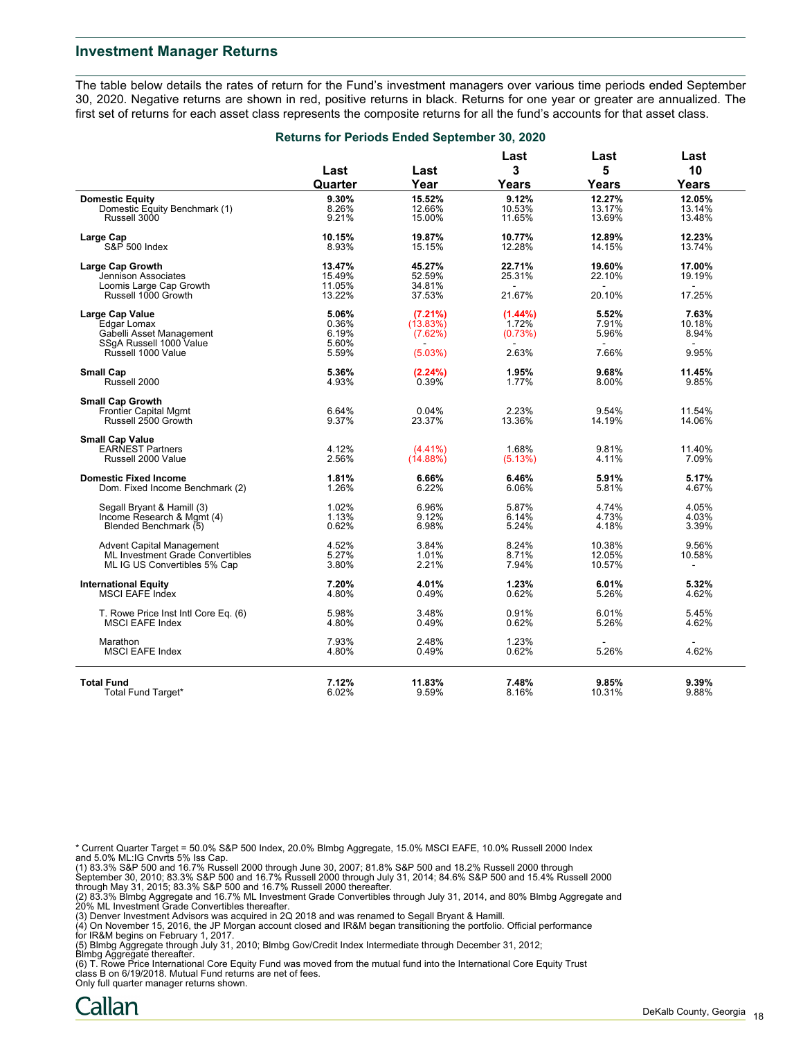## Investment Manager Returns

The table below details the rates of return for the Fund's investment managers over various time periods ended September 30, 2020. Negative returns are shown in red, positive returns in black. Returns for one year or greater are annualized. The first set of returns for each asset class represents the composite returns for all the fund's accounts for that asset class.

**Returns for Periods Ended September 30, 2020**

| | Last Quarter | Last Year | Last 3 Years | Last 5 Years | Last 10 Years |
|---|---|---|---|---|---|
| **Domestic Equity** | **9.30%** | **15.52%** | **9.12%** | **12.27%** | **12.05%** |
| Domestic Equity Benchmark (1) | 8.26% | 12.66% | 10.53% | 13.17% | 13.14% |
| Russell 3000 | 9.21% | 15.00% | 11.65% | 13.69% | 13.48% |
| **Large Cap** | **10.15%** | **19.87%** | **10.77%** | **12.89%** | **12.23%** |
| S&P 500 Index | 8.93% | 15.15% | 12.28% | 14.15% | 13.74% |
| **Large Cap Growth** | **13.47%** | **45.27%** | **22.71%** | **19.60%** | **17.00%** |
| Jennison Associates | 15.49% | 52.59% | 25.31% | 22.10% | 19.19% |
| Loomis Large Cap Growth | 11.05% | 34.81% | - | - | - |
| Russell 1000 Growth | 13.22% | 37.53% | 21.67% | 20.10% | 17.25% |
| **Large Cap Value** | **5.06%** | **(7.21%)** | **(1.44%)** | **5.52%** | **7.63%** |
| Edgar Lomax | 0.36% | (13.83%) | 1.72% | 7.91% | 10.18% |
| Gabelli Asset Management | 6.19% | (7.62%) | (0.73%) | 5.96% | 8.94% |
| SSgA Russell 1000 Value | 5.60% | - | - | - | - |
| Russell 1000 Value | 5.59% | (5.03%) | 2.63% | 7.66% | 9.95% |
| **Small Cap** | **5.36%** | **(2.24%)** | **1.95%** | **9.68%** | **11.45%** |
| Russell 2000 | 4.93% | 0.39% | 1.77% | 8.00% | 9.85% |
| **Small Cap Growth** | | | | | |
| Frontier Capital Mgmt | 6.64% | 0.04% | 2.23% | 9.54% | 11.54% |
| Russell 2500 Growth | 9.37% | 23.37% | 13.36% | 14.19% | 14.06% |
| **Small Cap Value** | | | | | |
| EARNEST Partners | 4.12% | (4.41%) | 1.68% | 9.81% | 11.40% |
| Russell 2000 Value | 2.56% | (14.88%) | (5.13%) | 4.11% | 7.09% |
| **Domestic Fixed Income** | **1.81%** | **6.66%** | **6.46%** | **5.91%** | **5.17%** |
| Dom. Fixed Income Benchmark (2) | 1.26% | 6.22% | 6.06% | 5.81% | 4.67% |
| Segall Bryant & Hamill (3) | 1.02% | 6.96% | 5.87% | 4.74% | 4.05% |
| Income Research & Mgmt (4) | 1.13% | 9.12% | 6.14% | 4.73% | 4.03% |
| Blended Benchmark (5) | 0.62% | 6.98% | 5.24% | 4.18% | 3.39% |
| Advent Capital Management | 4.52% | 3.84% | 8.24% | 10.38% | 9.56% |
| ML Investment Grade Convertibles | 5.27% | 1.01% | 8.71% | 12.05% | 10.58% |
| ML IG US Convertibles 5% Cap | 3.80% | 2.21% | 7.94% | 10.57% | - |
| **International Equity** | **7.20%** | **4.01%** | **1.23%** | **6.01%** | **5.32%** |
| MSCI EAFE Index | 4.80% | 0.49% | 0.62% | 5.26% | 4.62% |
| T. Rowe Price Inst Intl Core Eq. (6) | 5.98% | 3.48% | 0.91% | 6.01% | 5.45% |
| MSCI EAFE Index | 4.80% | 0.49% | 0.62% | 5.26% | 4.62% |
| Marathon | 7.93% | 2.48% | 1.23% | - | - |
| MSCI EAFE Index | 4.80% | 0.49% | 0.62% | 5.26% | 4.62% |
| **Total Fund** | **7.12%** | **11.83%** | **7.48%** | **9.85%** | **9.39%** |
| Total Fund Target* | 6.02% | 9.59% | 8.16% | 10.31% | 9.88% |

* Current Quarter Target = 50.0% S&P 500 Index, 20.0% Blmbg Aggregate, 15.0% MSCI EAFE, 10.0% Russell 2000 Index and 5.0% ML:IG Cnvrts 5% Iss Cap.
(1) 83.3% S&P 500 and 16.7% Russell 2000 through June 30, 2007; 81.8% S&P 500 and 18.2% Russell 2000 through September 30, 2010; 83.3% S&P 500 and 16.7% Russell 2000 through July 31, 2014; 84.6% S&P 500 and 15.4% Russell 2000 through May 31, 2015; 83.3% S&P 500 and 16.7% Russell 2000 thereafter.
(2) 83.3% Blmbg Aggregate and 16.7% ML Investment Grade Convertibles through July 31, 2014, and 80% Blmbg Aggregate and 20% ML Investment Grade Convertibles thereafter.
(3) Denver Investment Advisors was acquired in 2Q 2018 and was renamed to Segall Bryant & Hamill.
(4) On November 15, 2016, the JP Morgan account closed and IR&M began transitioning the portfolio. Official performance for IR&M begins on February 1, 2017.
(5) Blmbg Aggregate through July 31, 2010; Blmbg Gov/Credit Index Intermediate through December 31, 2012; Blmbg Aggregate thereafter.
(6) T. Rowe Price International Core Equity Fund was moved from the mutual fund into the International Core Equity Trust class B on 6/19/2018. Mutual Fund returns are net of fees.
Only full quarter manager returns shown.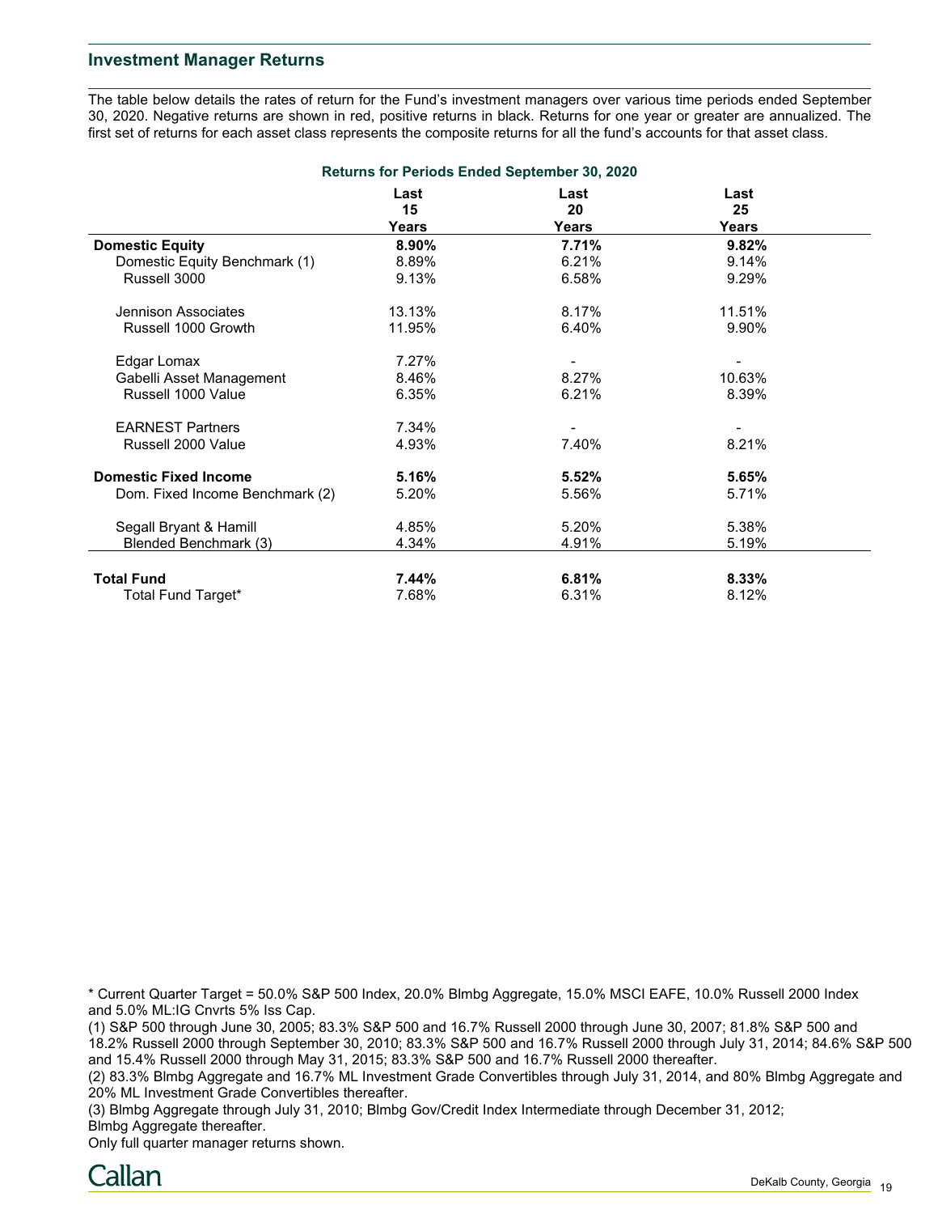## Investment Manager Returns

The table below details the rates of return for the Fund's investment managers over various time periods ended September 30, 2020. Negative returns are shown in red, positive returns in black. Returns for one year or greater are annualized. The first set of returns for each asset class represents the composite returns for all the fund's accounts for that asset class.

**Returns for Periods Ended September 30, 2020**

| | Last 15 Years | Last 20 Years | Last 25 Years |
|---|---|---|---|
| **Domestic Equity** | **8.90%** | **7.71%** | **9.82%** |
| Domestic Equity Benchmark (1) | 8.89% | 6.21% | 9.14% |
| Russell 3000 | 9.13% | 6.58% | 9.29% |
| | | | |
| Jennison Associates | 13.13% | 8.17% | 11.51% |
| Russell 1000 Growth | 11.95% | 6.40% | 9.90% |
| | | | |
| Edgar Lomax | 7.27% | - | - |
| Gabelli Asset Management | 8.46% | 8.27% | 10.63% |
| Russell 1000 Value | 6.35% | 6.21% | 8.39% |
| | | | |
| EARNEST Partners | 7.34% | - | - |
| Russell 2000 Value | 4.93% | 7.40% | 8.21% |
| | | | |
| **Domestic Fixed Income** | **5.16%** | **5.52%** | **5.65%** |
| Dom. Fixed Income Benchmark (2) | 5.20% | 5.56% | 5.71% |
| | | | |
| Segall Bryant & Hamill | 4.85% | 5.20% | 5.38% |
| Blended Benchmark (3) | 4.34% | 4.91% | 5.19% |
| | | | |
| **Total Fund** | **7.44%** | **6.81%** | **8.33%** |
| Total Fund Target* | 7.68% | 6.31% | 8.12% |

* Current Quarter Target = 50.0% S&P 500 Index, 20.0% Blmbg Aggregate, 15.0% MSCI EAFE, 10.0% Russell 2000 Index and 5.0% ML:IG Cnvrts 5% Iss Cap.

(1) S&P 500 through June 30, 2005; 83.3% S&P 500 and 16.7% Russell 2000 through June 30, 2007; 81.8% S&P 500 and 18.2% Russell 2000 through September 30, 2010; 83.3% S&P 500 and 16.7% Russell 2000 through July 31, 2014; 84.6% S&P 500 and 15.4% Russell 2000 through May 31, 2015; 83.3% S&P 500 and 16.7% Russell 2000 thereafter.

(2) 83.3% Blmbg Aggregate and 16.7% ML Investment Grade Convertibles through July 31, 2014, and 80% Blmbg Aggregate and 20% ML Investment Grade Convertibles thereafter.

(3) Blmbg Aggregate through July 31, 2010; Blmbg Gov/Credit Index Intermediate through December 31, 2012; Blmbg Aggregate thereafter.

Only full quarter manager returns shown.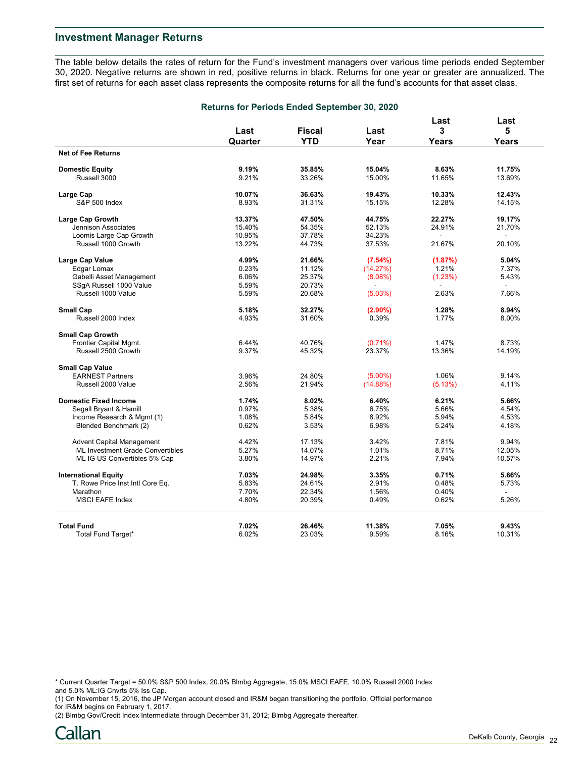## Investment Manager Returns

The table below details the rates of return for the Fund's investment managers over various time periods ended September 30, 2020. Negative returns are shown in red, positive returns in black. Returns for one year or greater are annualized. The first set of returns for each asset class represents the composite returns for all the fund's accounts for that asset class.

### Returns for Periods Ended September 30, 2020

| | Last Quarter | Fiscal YTD | Last Year | Last 3 Years | Last 5 Years |
|---|---|---|---|---|---|
| **Net of Fee Returns** | | | | | |
| **Domestic Equity** | **9.19%** | **35.85%** | **15.04%** | **8.63%** | **11.75%** |
| Russell 3000 | 9.21% | 33.26% | 15.00% | 11.65% | 13.69% |
| **Large Cap** | **10.07%** | **36.63%** | **19.43%** | **10.33%** | **12.43%** |
| S&P 500 Index | 8.93% | 31.31% | 15.15% | 12.28% | 14.15% |
| **Large Cap Growth** | **13.37%** | **47.50%** | **44.75%** | **22.27%** | **19.17%** |
| Jennison Associates | 15.40% | 54.35% | 52.13% | 24.91% | 21.70% |
| Loomis Large Cap Growth | 10.95% | 37.78% | 34.23% | - | - |
| Russell 1000 Growth | 13.22% | 44.73% | 37.53% | 21.67% | 20.10% |
| **Large Cap Value** | **4.99%** | **21.66%** | **(7.54%)** | **(1.87%)** | **5.04%** |
| Edgar Lomax | 0.23% | 11.12% | (14.27%) | 1.21% | 7.37% |
| Gabelli Asset Management | 6.06% | 25.37% | (8.08%) | (1.23%) | 5.43% |
| SSgA Russell 1000 Value | 5.59% | 20.73% | - | - | - |
| Russell 1000 Value | 5.59% | 20.68% | (5.03%) | 2.63% | 7.66% |
| **Small Cap** | **5.18%** | **32.27%** | **(2.90%)** | **1.28%** | **8.94%** |
| Russell 2000 Index | 4.93% | 31.60% | 0.39% | 1.77% | 8.00% |
| **Small Cap Growth** | | | | | |
| Frontier Capital Mgmt. | 6.44% | 40.76% | (0.71%) | 1.47% | 8.73% |
| Russell 2500 Growth | 9.37% | 45.32% | 23.37% | 13.36% | 14.19% |
| **Small Cap Value** | | | | | |
| EARNEST Partners | 3.96% | 24.80% | (5.00%) | 1.06% | 9.14% |
| Russell 2000 Value | 2.56% | 21.94% | (14.88%) | (5.13%) | 4.11% |
| **Domestic Fixed Income** | **1.74%** | **8.02%** | **6.40%** | **6.21%** | **5.66%** |
| Segall Bryant & Hamill | 0.97% | 5.38% | 6.75% | 5.66% | 4.54% |
| Income Research & Mgmt (1) | 1.08% | 5.84% | 8.92% | 5.94% | 4.53% |
| Blended Benchmark (2) | 0.62% | 3.53% | 6.98% | 5.24% | 4.18% |
| Advent Capital Management | 4.42% | 17.13% | 3.42% | 7.81% | 9.94% |
| ML Investment Grade Convertibles | 5.27% | 14.07% | 1.01% | 8.71% | 12.05% |
| ML IG US Convertibles 5% Cap | 3.80% | 14.97% | 2.21% | 7.94% | 10.57% |
| **International Equity** | **7.03%** | **24.98%** | **3.35%** | **0.71%** | **5.66%** |
| T. Rowe Price Inst Intl Core Eq. | 5.83% | 24.61% | 2.91% | 0.48% | 5.73% |
| Marathon | 7.70% | 22.34% | 1.56% | 0.40% | - |
| MSCI EAFE Index | 4.80% | 20.39% | 0.49% | 0.62% | 5.26% |
| **Total Fund** | **7.02%** | **26.46%** | **11.38%** | **7.05%** | **9.43%** |
| Total Fund Target* | 6.02% | 23.03% | 9.59% | 8.16% | 10.31% |

* Current Quarter Target = 50.0% S&P 500 Index, 20.0% Blmbg Aggregate, 15.0% MSCI EAFE, 10.0% Russell 2000 Index and 5.0% ML:IG Cnvrts 5% Iss Cap.
(1) On November 15, 2016, the JP Morgan account closed and IR&M began transitioning the portfolio. Official performance for IR&M begins on February 1, 2017.
(2) Blmbg Gov/Credit Index Intermediate through December 31, 2012; Blmbg Aggregate thereafter.